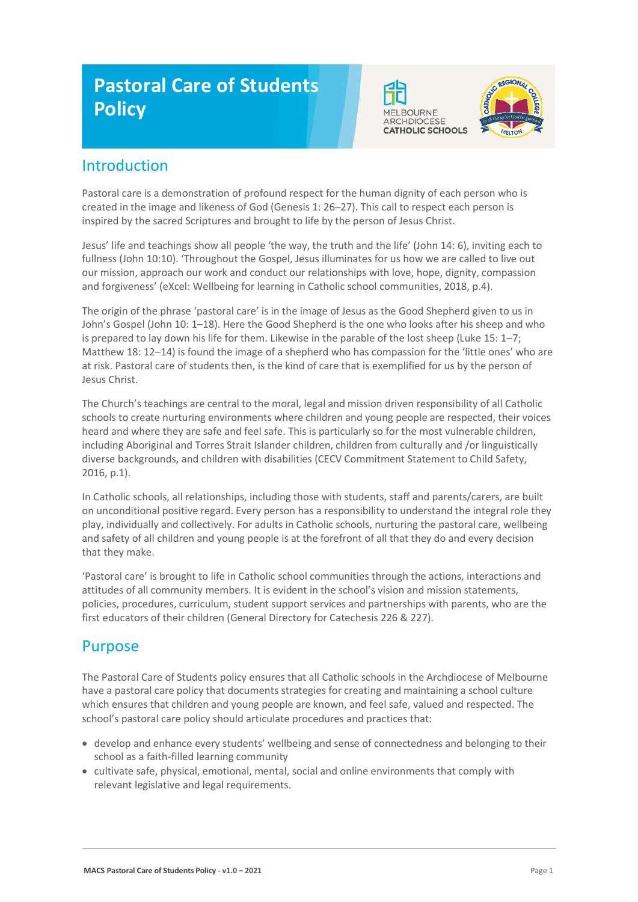# Pastoral Care of Students Policy

## Introduction

Pastoral care is a demonstration of profound respect for the human dignity of each person who is created in the image and likeness of God (Genesis 1: 26–27). This call to respect each person is inspired by the sacred Scriptures and brought to life by the person of Jesus Christ.

Jesus' life and teachings show all people 'the way, the truth and the life' (John 14: 6), inviting each to fullness (John 10:10). 'Throughout the Gospel, Jesus illuminates for us how we are called to live out our mission, approach our work and conduct our relationships with love, hope, dignity, compassion and forgiveness' (eXcel: Wellbeing for learning in Catholic school communities, 2018, p.4).

The origin of the phrase 'pastoral care' is in the image of Jesus as the Good Shepherd given to us in John's Gospel (John 10: 1–18). Here the Good Shepherd is the one who looks after his sheep and who is prepared to lay down his life for them. Likewise in the parable of the lost sheep (Luke 15: 1–7; Matthew 18: 12–14) is found the image of a shepherd who has compassion for the 'little ones' who are at risk. Pastoral care of students then, is the kind of care that is exemplified for us by the person of Jesus Christ.

The Church's teachings are central to the moral, legal and mission driven responsibility of all Catholic schools to create nurturing environments where children and young people are respected, their voices heard and where they are safe and feel safe. This is particularly so for the most vulnerable children, including Aboriginal and Torres Strait Islander children, children from culturally and /or linguistically diverse backgrounds, and children with disabilities (CECV Commitment Statement to Child Safety, 2016, p.1).

In Catholic schools, all relationships, including those with students, staff and parents/carers, are built on unconditional positive regard. Every person has a responsibility to understand the integral role they play, individually and collectively. For adults in Catholic schools, nurturing the pastoral care, wellbeing and safety of all children and young people is at the forefront of all that they do and every decision that they make.

'Pastoral care' is brought to life in Catholic school communities through the actions, interactions and attitudes of all community members. It is evident in the school's vision and mission statements, policies, procedures, curriculum, student support services and partnerships with parents, who are the first educators of their children (General Directory for Catechesis 226 & 227).

## Purpose

The Pastoral Care of Students policy ensures that all Catholic schools in the Archdiocese of Melbourne have a pastoral care policy that documents strategies for creating and maintaining a school culture which ensures that children and young people are known, and feel safe, valued and respected. The school's pastoral care policy should articulate procedures and practices that:

- develop and enhance every students' wellbeing and sense of connectedness and belonging to their school as a faith-filled learning community
- cultivate safe, physical, emotional, mental, social and online environments that comply with relevant legislative and legal requirements.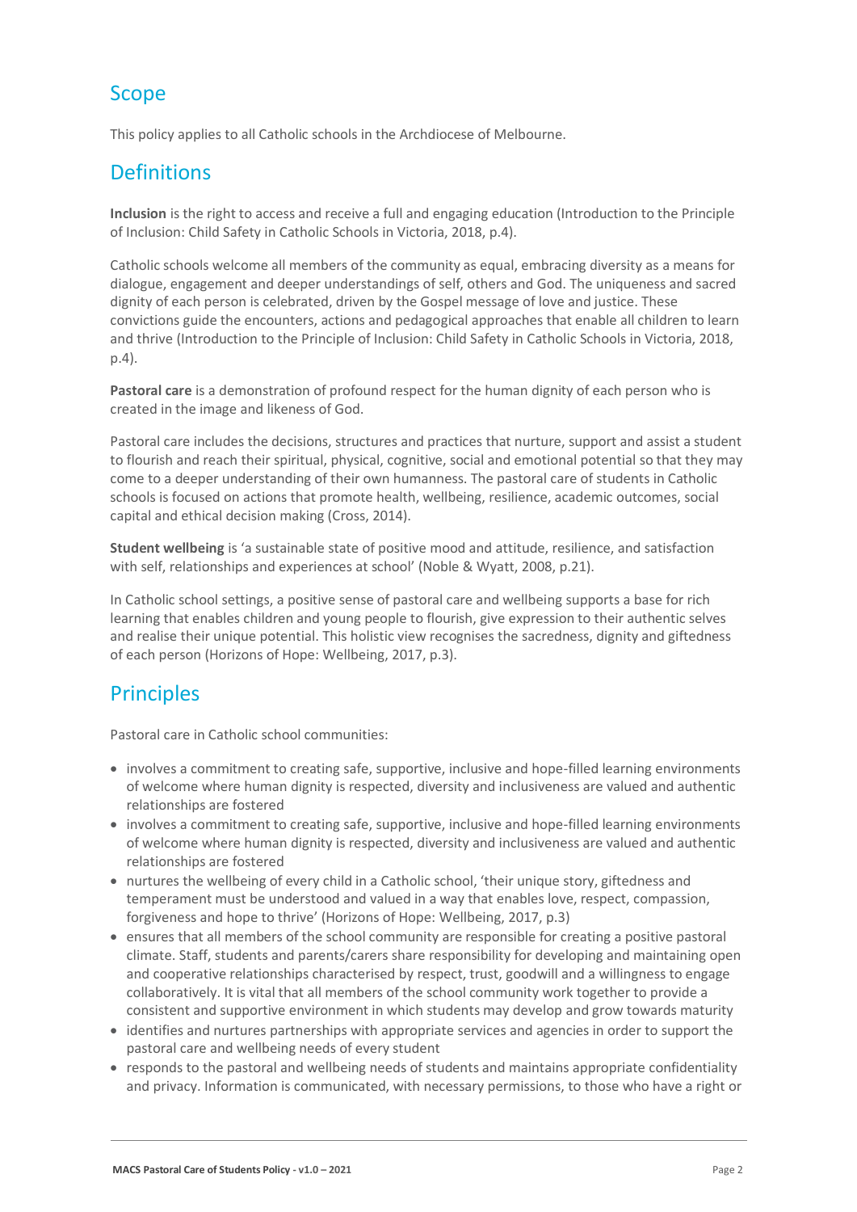## Scope

This policy applies to all Catholic schools in the Archdiocese of Melbourne.

## Definitions

**Inclusion** is the right to access and receive a full and engaging education (Introduction to the Principle of Inclusion: Child Safety in Catholic Schools in Victoria, 2018, p.4).

Catholic schools welcome all members of the community as equal, embracing diversity as a means for dialogue, engagement and deeper understandings of self, others and God. The uniqueness and sacred dignity of each person is celebrated, driven by the Gospel message of love and justice. These convictions guide the encounters, actions and pedagogical approaches that enable all children to learn and thrive (Introduction to the Principle of Inclusion: Child Safety in Catholic Schools in Victoria, 2018, p.4).

**Pastoral care** is a demonstration of profound respect for the human dignity of each person who is created in the image and likeness of God.

Pastoral care includes the decisions, structures and practices that nurture, support and assist a student to flourish and reach their spiritual, physical, cognitive, social and emotional potential so that they may come to a deeper understanding of their own humanness. The pastoral care of students in Catholic schools is focused on actions that promote health, wellbeing, resilience, academic outcomes, social capital and ethical decision making (Cross, 2014).

**Student wellbeing** is 'a sustainable state of positive mood and attitude, resilience, and satisfaction with self, relationships and experiences at school' (Noble & Wyatt, 2008, p.21).

In Catholic school settings, a positive sense of pastoral care and wellbeing supports a base for rich learning that enables children and young people to flourish, give expression to their authentic selves and realise their unique potential. This holistic view recognises the sacredness, dignity and giftedness of each person (Horizons of Hope: Wellbeing, 2017, p.3).

## Principles

Pastoral care in Catholic school communities:

- involves a commitment to creating safe, supportive, inclusive and hope-filled learning environments of welcome where human dignity is respected, diversity and inclusiveness are valued and authentic relationships are fostered
- involves a commitment to creating safe, supportive, inclusive and hope-filled learning environments of welcome where human dignity is respected, diversity and inclusiveness are valued and authentic relationships are fostered
- nurtures the wellbeing of every child in a Catholic school, 'their unique story, giftedness and temperament must be understood and valued in a way that enables love, respect, compassion, forgiveness and hope to thrive' (Horizons of Hope: Wellbeing, 2017, p.3)
- ensures that all members of the school community are responsible for creating a positive pastoral climate. Staff, students and parents/carers share responsibility for developing and maintaining open and cooperative relationships characterised by respect, trust, goodwill and a willingness to engage collaboratively. It is vital that all members of the school community work together to provide a consistent and supportive environment in which students may develop and grow towards maturity
- identifies and nurtures partnerships with appropriate services and agencies in order to support the pastoral care and wellbeing needs of every student
- responds to the pastoral and wellbeing needs of students and maintains appropriate confidentiality and privacy. Information is communicated, with necessary permissions, to those who have a right or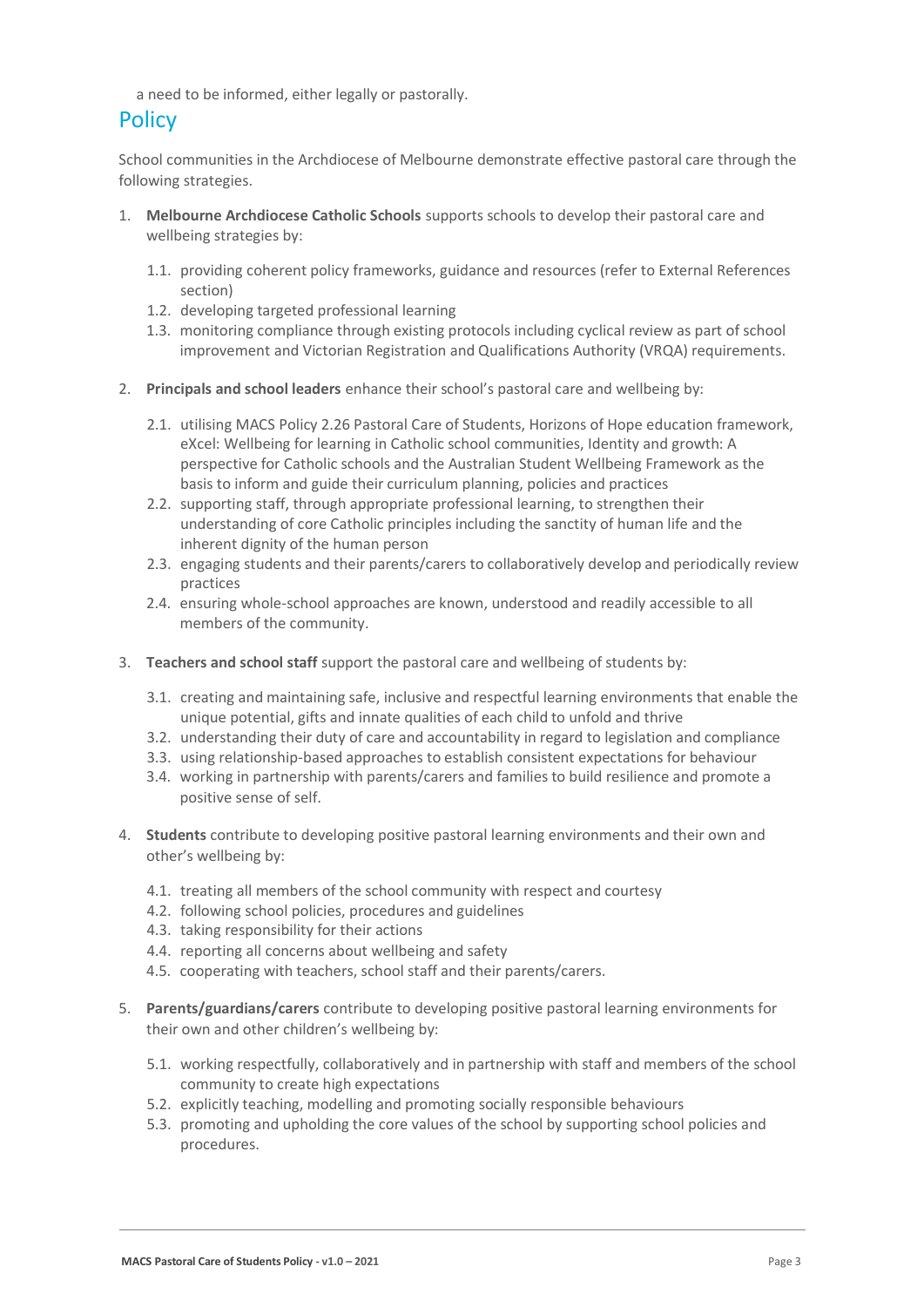a need to be informed, either legally or pastorally.

## Policy

School communities in the Archdiocese of Melbourne demonstrate effective pastoral care through the following strategies.

1. **Melbourne Archdiocese Catholic Schools** supports schools to develop their pastoral care and wellbeing strategies by:
    1.1. providing coherent policy frameworks, guidance and resources (refer to External References section)
    1.2. developing targeted professional learning
    1.3. monitoring compliance through existing protocols including cyclical review as part of school improvement and Victorian Registration and Qualifications Authority (VRQA) requirements.
2. **Principals and school leaders** enhance their school's pastoral care and wellbeing by:
    2.1. utilising MACS Policy 2.26 Pastoral Care of Students, Horizons of Hope education framework, eXcel: Wellbeing for learning in Catholic school communities, Identity and growth: A perspective for Catholic schools and the Australian Student Wellbeing Framework as the basis to inform and guide their curriculum planning, policies and practices
    2.2. supporting staff, through appropriate professional learning, to strengthen their understanding of core Catholic principles including the sanctity of human life and the inherent dignity of the human person
    2.3. engaging students and their parents/carers to collaboratively develop and periodically review practices
    2.4. ensuring whole-school approaches are known, understood and readily accessible to all members of the community.
3. **Teachers and school staff** support the pastoral care and wellbeing of students by:
    3.1. creating and maintaining safe, inclusive and respectful learning environments that enable the unique potential, gifts and innate qualities of each child to unfold and thrive
    3.2. understanding their duty of care and accountability in regard to legislation and compliance
    3.3. using relationship-based approaches to establish consistent expectations for behaviour
    3.4. working in partnership with parents/carers and families to build resilience and promote a positive sense of self.
4. **Students** contribute to developing positive pastoral learning environments and their own and other's wellbeing by:
    4.1. treating all members of the school community with respect and courtesy
    4.2. following school policies, procedures and guidelines
    4.3. taking responsibility for their actions
    4.4. reporting all concerns about wellbeing and safety
    4.5. cooperating with teachers, school staff and their parents/carers.
5. **Parents/guardians/carers** contribute to developing positive pastoral learning environments for their own and other children's wellbeing by:
    5.1. working respectfully, collaboratively and in partnership with staff and members of the school community to create high expectations
    5.2. explicitly teaching, modelling and promoting socially responsible behaviours
    5.3. promoting and upholding the core values of the school by supporting school policies and procedures.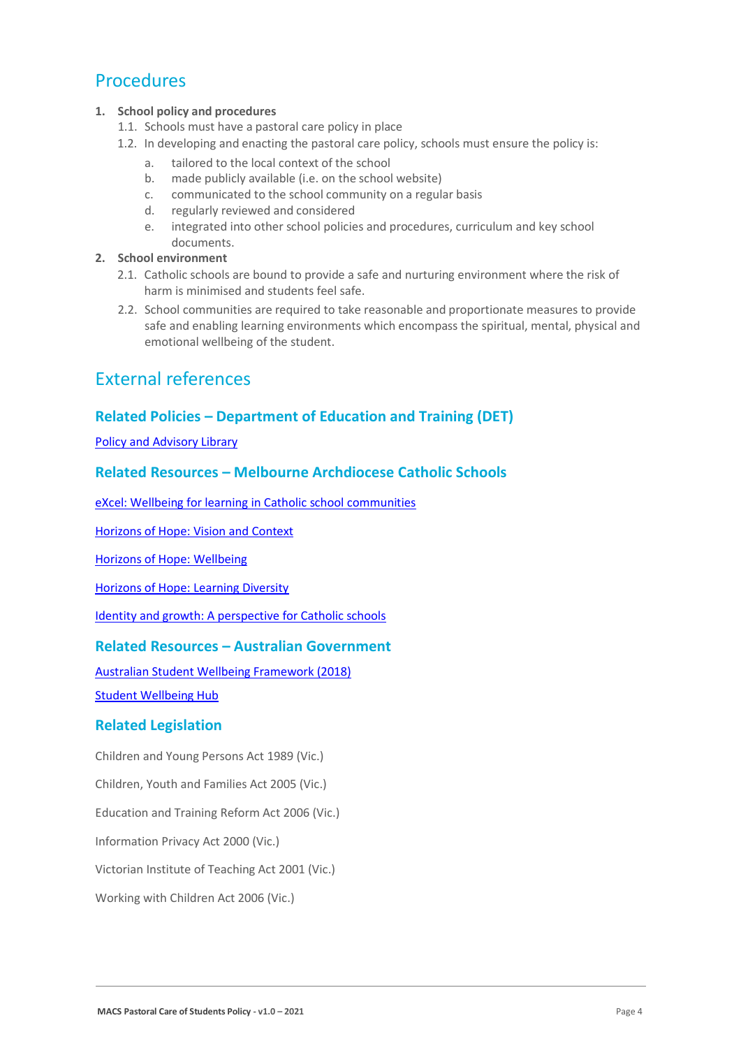## Procedures

1. **School policy and procedures**
   1.1. Schools must have a pastoral care policy in place
   1.2. In developing and enacting the pastoral care policy, schools must ensure the policy is:
      a. tailored to the local context of the school
      b. made publicly available (i.e. on the school website)
      c. communicated to the school community on a regular basis
      d. regularly reviewed and considered
      e. integrated into other school policies and procedures, curriculum and key school documents.
2. **School environment**
   2.1. Catholic schools are bound to provide a safe and nurturing environment where the risk of harm is minimised and students feel safe.
   2.2. School communities are required to take reasonable and proportionate measures to provide safe and enabling learning environments which encompass the spiritual, mental, physical and emotional wellbeing of the student.

## External references

### Related Policies – Department of Education and Training (DET)

Policy and Advisory Library

### Related Resources – Melbourne Archdiocese Catholic Schools

eXcel: Wellbeing for learning in Catholic school communities

Horizons of Hope: Vision and Context

Horizons of Hope: Wellbeing

Horizons of Hope: Learning Diversity

Identity and growth: A perspective for Catholic schools

### Related Resources – Australian Government

Australian Student Wellbeing Framework (2018)

Student Wellbeing Hub

### Related Legislation

Children and Young Persons Act 1989 (Vic.)

Children, Youth and Families Act 2005 (Vic.)

Education and Training Reform Act 2006 (Vic.)

Information Privacy Act 2000 (Vic.)

Victorian Institute of Teaching Act 2001 (Vic.)

Working with Children Act 2006 (Vic.)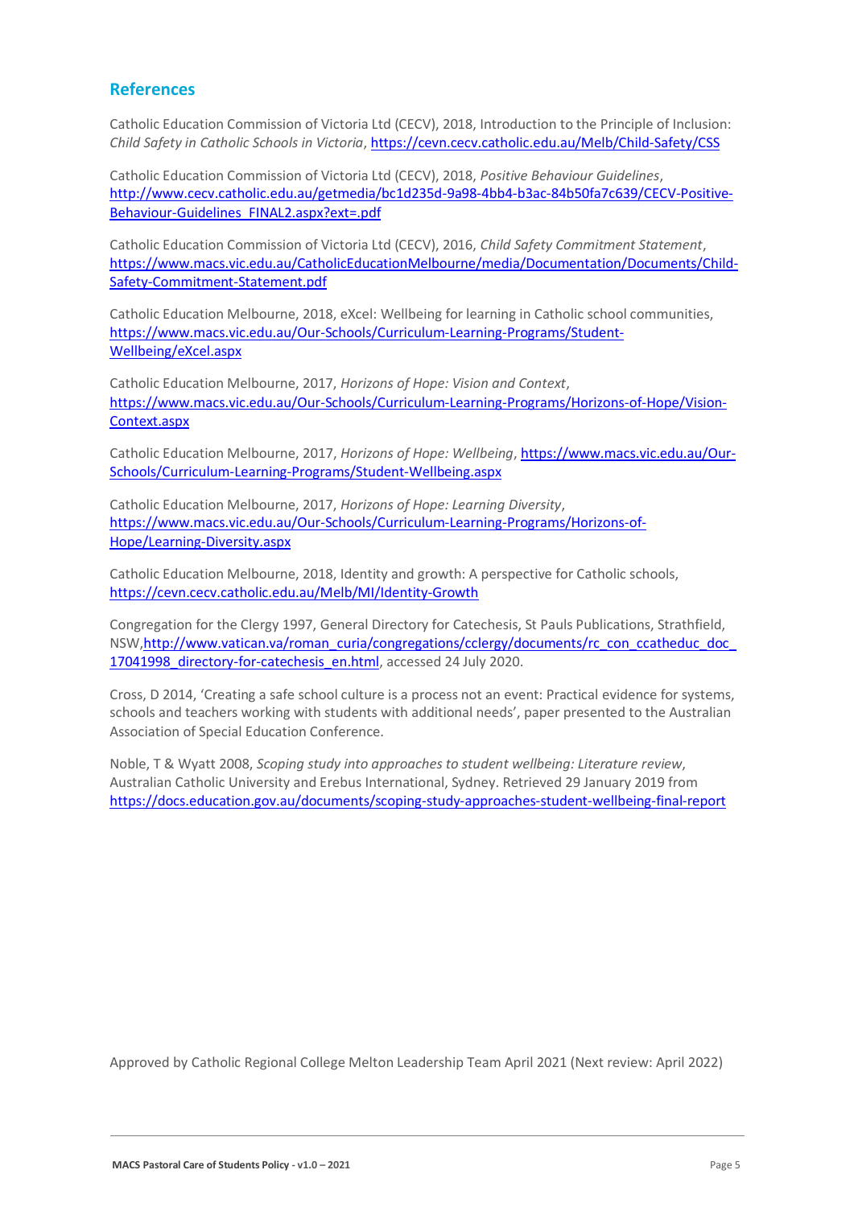## References

Catholic Education Commission of Victoria Ltd (CECV), 2018, Introduction to the Principle of Inclusion: *Child Safety in Catholic Schools in Victoria*, https://cevn.cecv.catholic.edu.au/Melb/Child-Safety/CSS

Catholic Education Commission of Victoria Ltd (CECV), 2018, *Positive Behaviour Guidelines*, http://www.cecv.catholic.edu.au/getmedia/bc1d235d-9a98-4bb4-b3ac-84b50fa7c639/CECV-Positive-Behaviour-Guidelines_FINAL2.aspx?ext=.pdf

Catholic Education Commission of Victoria Ltd (CECV), 2016, *Child Safety Commitment Statement*, https://www.macs.vic.edu.au/CatholicEducationMelbourne/media/Documentation/Documents/Child-Safety-Commitment-Statement.pdf

Catholic Education Melbourne, 2018, eXcel: Wellbeing for learning in Catholic school communities, https://www.macs.vic.edu.au/Our-Schools/Curriculum-Learning-Programs/Student-Wellbeing/eXcel.aspx

Catholic Education Melbourne, 2017, *Horizons of Hope: Vision and Context*, https://www.macs.vic.edu.au/Our-Schools/Curriculum-Learning-Programs/Horizons-of-Hope/Vision-Context.aspx

Catholic Education Melbourne, 2017, *Horizons of Hope: Wellbeing*, https://www.macs.vic.edu.au/Our-Schools/Curriculum-Learning-Programs/Student-Wellbeing.aspx

Catholic Education Melbourne, 2017, *Horizons of Hope: Learning Diversity*, https://www.macs.vic.edu.au/Our-Schools/Curriculum-Learning-Programs/Horizons-of-Hope/Learning-Diversity.aspx

Catholic Education Melbourne, 2018, Identity and growth: A perspective for Catholic schools, https://cevn.cecv.catholic.edu.au/Melb/MI/Identity-Growth

Congregation for the Clergy 1997, General Directory for Catechesis, St Pauls Publications, Strathfield, NSW,http://www.vatican.va/roman_curia/congregations/cclergy/documents/rc_con_ccatheduc_doc_17041998_directory-for-catechesis_en.html, accessed 24 July 2020.

Cross, D 2014, 'Creating a safe school culture is a process not an event: Practical evidence for systems, schools and teachers working with students with additional needs', paper presented to the Australian Association of Special Education Conference.

Noble, T & Wyatt 2008, *Scoping study into approaches to student wellbeing: Literature review*, Australian Catholic University and Erebus International, Sydney. Retrieved 29 January 2019 from https://docs.education.gov.au/documents/scoping-study-approaches-student-wellbeing-final-report

Approved by Catholic Regional College Melton Leadership Team April 2021 (Next review: April 2022)